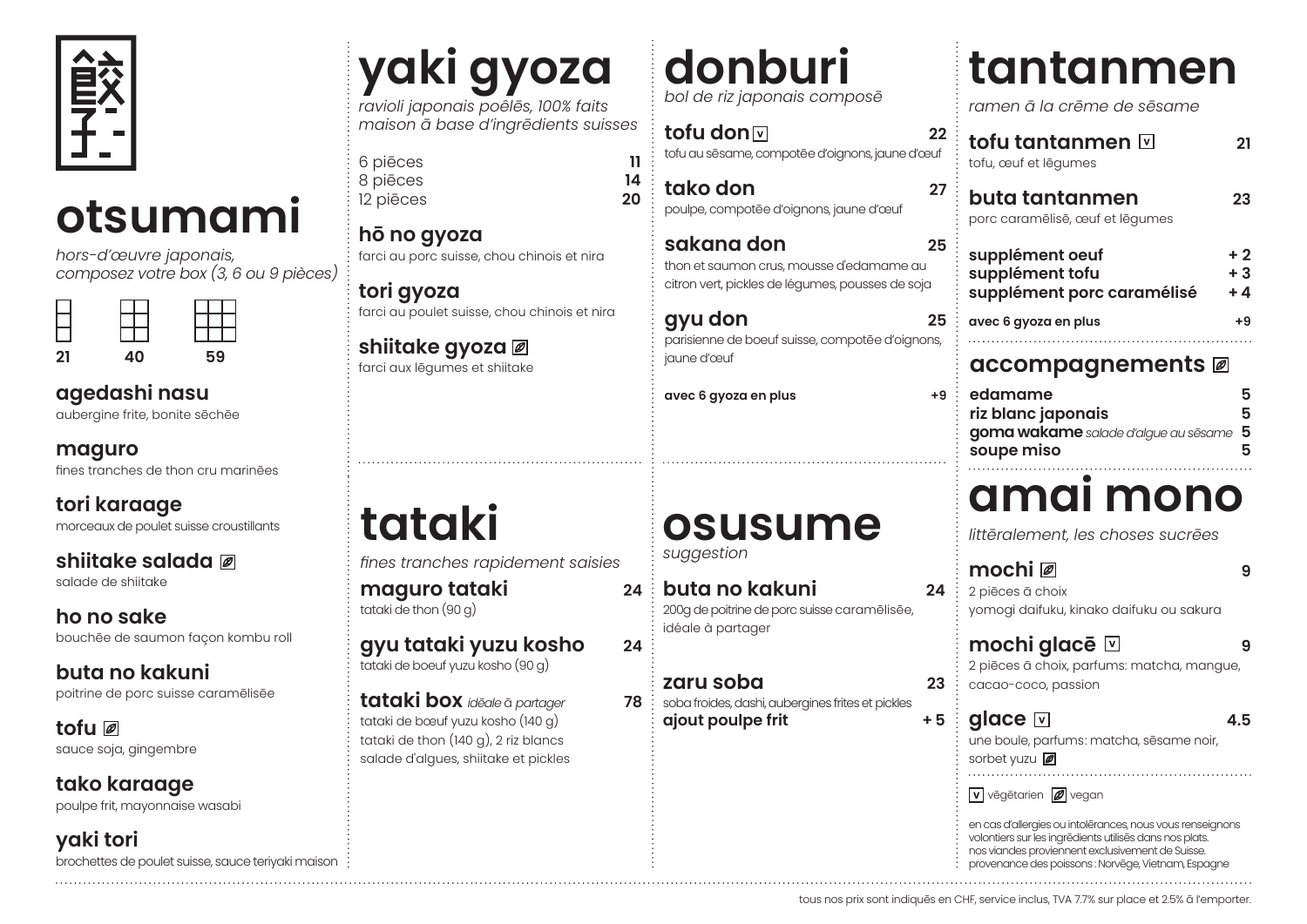餃子

# otsumami

*hors-d'œuvre japonais, composez votre box (3, 6 ou 9 pièces)*

| 3 | 6 | 9 |
|---|---|---|
| 21 | 40 | 59 |

**agedashi nasu**
aubergine frite, bonite séchée

**maguro**
fines tranches de thon cru marinées

**tori karaage**
morceaux de poulet suisse croustillants

**shiitake salada** (vegan)
salade de shiitake

**ho no sake**
bouchée de saumon façon kombu roll

**buta no kakuni**
poitrine de porc suisse caramélisée

**tofu** (vegan)
sauce soja, gingembre

**tako karaage**
poulpe frit, mayonnaise wasabi

**yaki tori**
brochettes de poulet suisse, sauce teriyaki maison

# yaki gyoza

*ravioli japonais poêlés, 100% faits maison à base d'ingrédients suisses*

| | |
|---|---|
| 6 pièces | 11 |
| 8 pièces | 14 |
| 12 pièces | 20 |

**hō no gyoza**
farci au porc suisse, chou chinois et nira

**tori gyoza**
farci au poulet suisse, chou chinois et nira

**shiitake gyoza** (vegan)
farci aux légumes et shiitake

# tataki

*fines tranches rapidement saisies*

**maguro tataki** — 24
tataki de thon (90 g)

**gyu tataki yuzu kosho** — 24
tataki de boeuf yuzu kosho (90 g)

**tataki box** *idéale à partager* — 78
tataki de bœuf yuzu kosho (140 g), tataki de thon (140 g), 2 riz blancs salade d'algues, shiitake et pickles

# donburi

*bol de riz japonais composé*

**tofu don** (V) — 22
tofu au sésame, compotée d'oignons, jaune d'œuf

**tako don** — 27
poulpe, compotée d'oignons, jaune d'œuf

**sakana don** — 25
thon et saumon crus, mousse d'edamame au citron vert, pickles de légumes, pousses de soja

**gyu don** — 25
parisienne de boeuf suisse, compotée d'oignons, jaune d'œuf

**avec 6 gyoza en plus** — +9

# osusume

*suggestion*

**buta no kakuni** — 24
200g de poitrine de porc suisse caramélisée, idéale à partager

**zaru soba** — 23
soba froides, dashi, aubergines frites et pickles
**ajout poulpe frit** — + 5

# tantanmen

*ramen à la crème de sésame*

**tofu tantanmen** (V) — 21
tofu, œuf et légumes

**buta tantanmen** — 23
porc caramélisé, œuf et légumes

| | |
|---|---|
| **supplément oeuf** | + 2 |
| **supplément tofu** | + 3 |
| **supplément porc caramélisé** | + 4 |
| **avec 6 gyoza en plus** | +9 |

## accompagnements (vegan)

| | |
|---|---|
| **edamame** | 5 |
| **riz blanc japonais** | 5 |
| **goma wakame** *salade d'algue au sésame* | 5 |
| **soupe miso** | 5 |

# amai mono

*littéralement, les choses sucrées*

**mochi** (vegan) — 9
2 pièces à choix
yomogi daifuku, kinako daifuku ou sakura

**mochi glacé** (V) — 9
2 pièces à choix, parfums: matcha, mangue, cacao-coco, passion

**glace** (V) — 4.5
une boule, parfums: matcha, sésame noir, sorbet yuzu (vegan)

V végétarien, (vegan) vegan

en cas d'allergies ou intolérances, nous vous renseignons volontiers sur les ingrédients utilisés dans nos plats.
nos viandes proviennent exclusivement de Suisse.
provenance des poissons : Norvège, Vietnam, Espagne

tous nos prix sont indiqués en CHF, service inclus, TVA 7.7% sur place et 2.5% à l'emporter.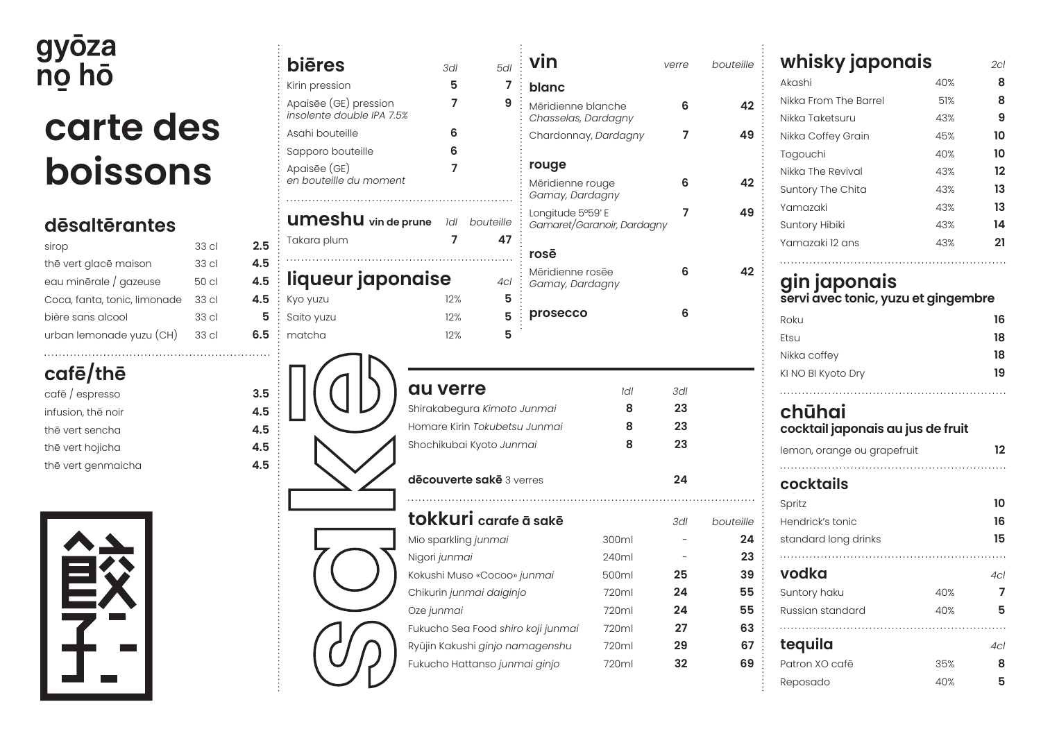# gyōza nō hō

# carte des boissons

## dēsaltērantes

| | | |
|---|---|---|
| sirop | 33 cl | 2.5 |
| thē vert glacē maison | 33 cl | 4.5 |
| eau minērale / gazeuse | 50 cl | 4.5 |
| Coca, fanta, tonic, limonade | 33 cl | 4.5 |
| bière sans alcool | 33 cl | 5 |
| urban lemonade yuzu (CH) | 33 cl | 6.5 |

## cafē/thē

| | |
|---|---|
| cafē / espresso | 3.5 |
| infusion, thē noir | 4.5 |
| thē vert sencha | 4.5 |
| thē vert hojicha | 4.5 |
| thē vert genmaicha | 4.5 |

## biēres

| | 3dl | 5dl |
|---|---|---|
| Kirin pression | 5 | 7 |
| Apaisēe (GE) pression *insolente double IPA 7.5%* | 7 | 9 |
| Asahi bouteille | 6 | |
| Sapporo bouteille | 6 | |
| Apaisēe (GE) *en bouteille du moment* | 7 | |

## umeshu vin de prune

| | 1dl | bouteille |
|---|---|---|
| Takara plum | 7 | 47 |

## liqueur japonaise

| | | 4cl |
|---|---|---|
| Kyo yuzu | 12% | 5 |
| Saito yuzu | 12% | 5 |
| matcha | 12% | 5 |

## vin

| | verre | bouteille |
|---|---|---|
| **blanc** | | |
| Mēridienne blanche *Chasselas, Dardagny* | 6 | 42 |
| Chardonnay, *Dardagny* | 7 | 49 |
| **rouge** | | |
| Mēridienne rouge *Gamay, Dardagny* | 6 | 42 |
| Longitude 5°59' E *Gamaret/Garanoir, Dardagny* | 7 | 49 |
| **rosē** | | |
| Mēridienne rosēe *Gamay, Dardagny* | 6 | 42 |
| **prosecco** | 6 | |

## sakē

### au verre

| | 1dl | 3dl |
|---|---|---|
| Shirakabegura *Kimoto Junmai* | 8 | 23 |
| Homare Kirin *Tokubetsu Junmai* | 8 | 23 |
| Shochikubai Kyoto *Junmai* | 8 | 23 |
| **dēcouverte sakē** 3 verres | | 24 |

### tokkuri carafe ā sakē

| | | 3dl | bouteille |
|---|---|---|---|
| Mio sparkling *junmai* | 300ml | - | 24 |
| Nigori *junmai* | 240ml | - | 23 |
| Kokushi Muso «Cocoo» *junmai* | 500ml | 25 | 39 |
| Chikurin *junmai daiginjo* | 720ml | 24 | 55 |
| Oze *junmai* | 720ml | 24 | 55 |
| Fukucho Sea Food *shiro koji junmai* | 720ml | 27 | 63 |
| Ryūjin Kakushi *ginjo namagenshu* | 720ml | 29 | 67 |
| Fukucho Hattanso *junmai ginjo* | 720ml | 32 | 69 |

## whisky japonais

| | | 2cl |
|---|---|---|
| Akashi | 40% | 8 |
| Nikka From The Barrel | 51% | 8 |
| Nikka Taketsuru | 43% | 9 |
| Nikka Coffey Grain | 45% | 10 |
| Togouchi | 40% | 10 |
| Nikka The Revival | 43% | 12 |
| Suntory The Chita | 43% | 13 |
| Yamazaki | 43% | 13 |
| Suntory Hibiki | 43% | 14 |
| Yamazaki 12 ans | 43% | 21 |

## gin japonais

**servi avec tonic, yuzu et gingembre**

| | |
|---|---|
| Roku | 16 |
| Etsu | 18 |
| Nikka coffey | 18 |
| KI NO BI Kyoto Dry | 19 |

## chūhai

**cocktail japonais au jus de fruit**

| | |
|---|---|
| lemon, orange ou grapefruit | 12 |

## cocktails

| | |
|---|---|
| Spritz | 10 |
| Hendrick's tonic | 16 |
| standard long drinks | 15 |

## vodka

| | | 4cl |
|---|---|---|
| Suntory haku | 40% | 7 |
| Russian standard | 40% | 5 |

## tequila

| | | 4cl |
|---|---|---|
| Patron XO cafē | 35% | 8 |
| Reposado | 40% | 5 |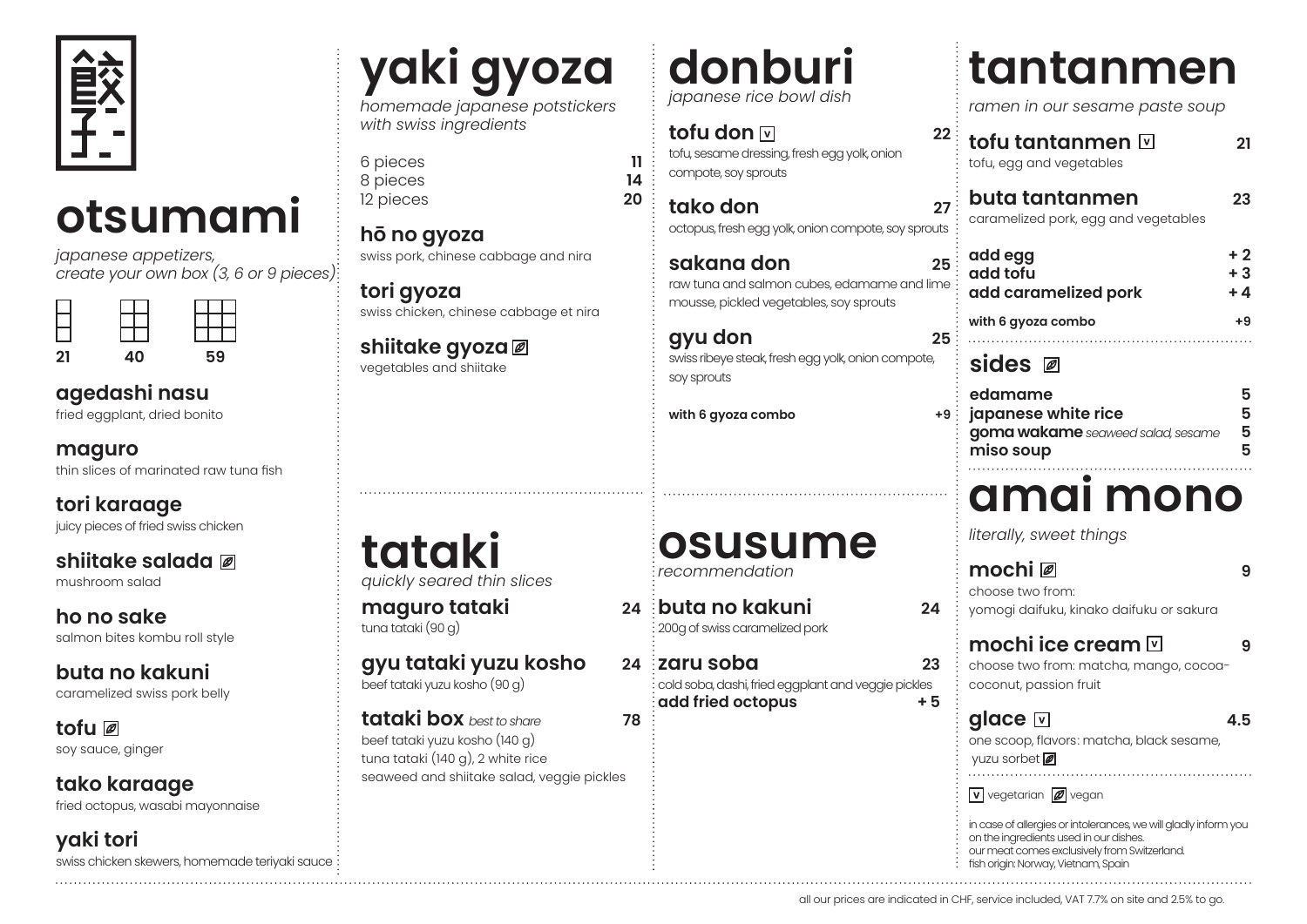餃子

# otsumami

*japanese appetizers, create your own box (3, 6 or 9 pieces)*

| 3 | 6 | 9 |
|---|---|---|
| 21 | 40 | 59 |

**agedashi nasu**
fried eggplant, dried bonito

**maguro**
thin slices of marinated raw tuna fish

**tori karaage**
juicy pieces of fried swiss chicken

**shiitake salada** (vegan)
mushroom salad

**ho no sake**
salmon bites kombu roll style

**buta no kakuni**
caramelized swiss pork belly

**tofu** (vegan)
soy sauce, ginger

**tako karaage**
fried octopus, wasabi mayonnaise

**yaki tori**
swiss chicken skewers, homemade teriyaki sauce

# yaki gyoza

*homemade japanese potstickers with swiss ingredients*

| | |
|---|---|
| 6 pieces | 11 |
| 8 pieces | 14 |
| 12 pieces | 20 |

**hō no gyoza**
swiss pork, chinese cabbage and nira

**tori gyoza**
swiss chicken, chinese cabbage et nira

**shiitake gyoza** (vegan)
vegetables and shiitake

# tataki

*quickly seared thin slices*

**maguro tataki** — 24
tuna tataki (90 g)

**gyu tataki yuzu kosho** — 24
beef tataki yuzu kosho (90 g)

**tataki box** *best to share* — 78
beef tataki yuzu kosho (140 g)
tuna tataki (140 g), 2 white rice
seaweed and shiitake salad, veggie pickles

# donburi

*japanese rice bowl dish*

**tofu don** (v) — 22
tofu, sesame dressing, fresh egg yolk, onion compote, soy sprouts

**tako don** — 27
octopus, fresh egg yolk, onion compote, soy sprouts

**sakana don** — 25
raw tuna and salmon cubes, edamame and lime mousse, pickled vegetables, soy sprouts

**gyu don** — 25
swiss ribeye steak, fresh egg yolk, onion compote, soy sprouts

**with 6 gyoza combo** — +9

# osusume

*recommendation*

**buta no kakuni** — 24
200g of swiss caramelized pork

**zaru soba** — 23
cold soba, dashi, fried eggplant and veggie pickles
**add fried octopus** — + 5

# tantanmen

*ramen in our sesame paste soup*

**tofu tantanmen** (v) — 21
tofu, egg and vegetables

**buta tantanmen** — 23
caramelized pork, egg and vegetables

| | |
|---|---|
| **add egg** | + 2 |
| **add tofu** | + 3 |
| **add caramelized pork** | + 4 |
| **with 6 gyoza combo** | +9 |

# sides (vegan)

| | |
|---|---|
| **edamame** | 5 |
| **japanese white rice** | 5 |
| **goma wakame** *seaweed salad, sesame* | 5 |
| **miso soup** | 5 |

# amai mono

*literally, sweet things*

**mochi** (vegan) — 9
choose two from:
yomogi daifuku, kinako daifuku or sakura

**mochi ice cream** (v) — 9
choose two from: matcha, mango, cocoa-coconut, passion fruit

**glace** (v) — 4.5
one scoop, flavors: matcha, black sesame, yuzu sorbet (vegan)

(v) vegetarian (vegan symbol) vegan

in case of allergies or intolerances, we will gladly inform you on the ingredients used in our dishes.
our meat comes exclusively from Switzerland.
fish origin: Norway, Vietnam, Spain

all our prices are indicated in CHF, service included, VAT 7.7% on site and 2.5% to go.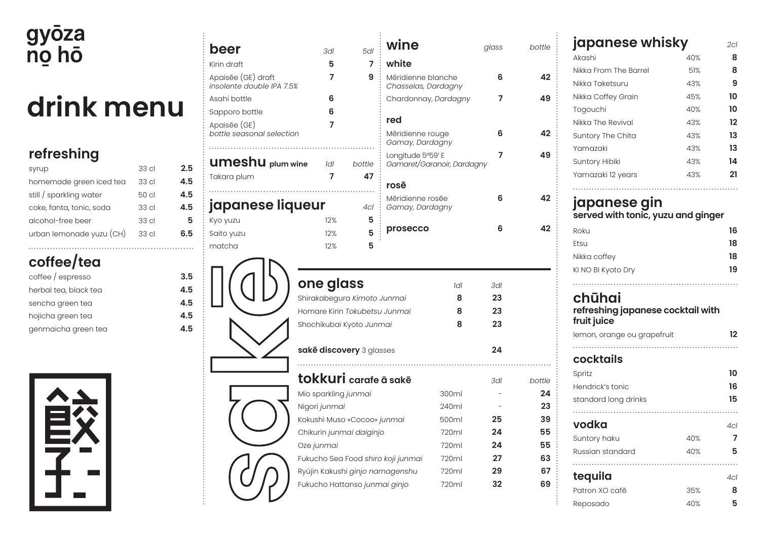# gyōza no̱ hō

# drink menu

## refreshing

| | | |
|---|---|---|
| syrup | 33 cl | 2.5 |
| homemade green iced tea | 33 cl | 4.5 |
| still / sparkling water | 50 cl | 4.5 |
| coke, fanta, tonic, soda | 33 cl | 4.5 |
| alcohol-free beer | 33 cl | 5 |
| urban lemonade yuzu (CH) | 33 cl | 6.5 |

## coffee/tea

| | |
|---|---|
| coffee / espresso | 3.5 |
| herbal tea, black tea | 4.5 |
| sencha green tea | 4.5 |
| hojicha green tea | 4.5 |
| genmaicha green tea | 4.5 |

## beer

| | *3dl* | *5dl* |
|---|---|---|
| Kirin draft | 5 | 7 |
| Apaisēe (GE) draft *insolente double IPA 7.5%* | 7 | 9 |
| Asahi bottle | 6 | |
| Sapporo bottle | 6 | |
| Apaisēe (GE) *bottle seasonal selection* | 7 | |

## umeshu plum wine

| | *1dl* | *bottle* |
|---|---|---|
| Takara plum | 7 | 47 |

## japanese liqueur

| | | *4cl* |
|---|---|---|
| Kyo yuzu | 12% | 5 |
| Saito yuzu | 12% | 5 |
| matcha | 12% | 5 |

## wine

| | *glass* | *bottle* |
|---|---|---|
| **white** | | |
| Mēridienne blanche *Chasselas, Dardagny* | 6 | 42 |
| Chardonnay, *Dardagny* | 7 | 49 |
| **red** | | |
| Mēridienne rouge *Gamay, Dardagny* | 6 | 42 |
| Longitude 5°59' E *Gamaret/Garanoir, Dardagny* | 7 | 49 |
| **rosē** | | |
| Mēridienne rosēe *Gamay, Dardagny* | 6 | 42 |
| **prosecco** | 6 | 42 |

# sakē

## one glass

| | *1dl* | *3dl* |
|---|---|---|
| Shirakabegura *Kimoto Junmai* | 8 | 23 |
| Homare Kirin *Tokubetsu Junmai* | 8 | 23 |
| Shochikubai Kyoto *Junmai* | 8 | 23 |
| **sakē discovery** 3 glasses | | 24 |

## tokkuri carafe ā sakē

| | | *3dl* | *bottle* |
|---|---|---|---|
| Mio sparkling *junmai* | 300ml | - | 24 |
| Nigori *junmai* | 240ml | - | 23 |
| Kokushi Muso «Cocoo» *junmai* | 500ml | 25 | 39 |
| Chikurin *junmai daiginjo* | 720ml | 24 | 55 |
| Oze *junmai* | 720ml | 24 | 55 |
| Fukucho Sea Food *shiro koji junmai* | 720ml | 27 | 63 |
| Ryūjin Kakushi *ginjo namagenshu* | 720ml | 29 | 67 |
| Fukucho Hattanso *junmai ginjo* | 720ml | 32 | 69 |

## japanese whisky

| | | *2cl* |
|---|---|---|
| Akashi | 40% | 8 |
| Nikka From The Barrel | 51% | 8 |
| Nikka Taketsuru | 43% | 9 |
| Nikka Coffey Grain | 45% | 10 |
| Togouchi | 40% | 10 |
| Nikka The Revival | 43% | 12 |
| Suntory The Chita | 43% | 13 |
| Yamazaki | 43% | 13 |
| Suntory Hibiki | 43% | 14 |
| Yamazaki 12 years | 43% | 21 |

## japanese gin
**served with tonic, yuzu and ginger**

| | |
|---|---|
| Roku | 16 |
| Etsu | 18 |
| Nikka coffey | 18 |
| KI NO BI Kyoto Dry | 19 |

## chūhai
**refreshing japanese cocktail with fruit juice**

| | |
|---|---|
| lemon, orange ou grapefruit | 12 |

## cocktails

| | |
|---|---|
| Spritz | 10 |
| Hendrick's tonic | 16 |
| standard long drinks | 15 |

## vodka

| | | *4cl* |
|---|---|---|
| Suntory haku | 40% | 7 |
| Russian standard | 40% | 5 |

## tequila

| | | *4cl* |
|---|---|---|
| Patron XO cafē | 35% | 8 |
| Reposado | 40% | 5 |